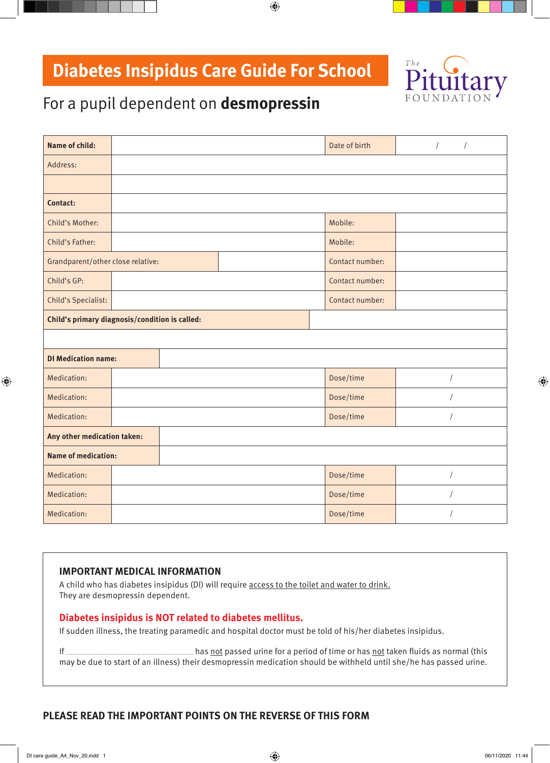# Diabetes Insipidus Care Guide For School

The Pituitary Foundation

For a pupil dependent on **desmopressin**

| | | | |
|---|---|---|---|
| **Name of child:** | | Date of birth | / / |
| Address: | | | |
| | | | |
| **Contact:** | | | |
| Child's Mother: | | Mobile: | |
| Child's Father: | | Mobile: | |
| Grandparent/other close relative: | | Contact number: | |
| Child's GP: | | Contact number: | |
| Child's Specialist: | | Contact number: | |
| **Child's primary diagnosis/condition is called:** | | | |
| | | | |
| **DI Medication name:** | | | |
| Medication: | | Dose/time | / |
| Medication: | | Dose/time | / |
| Medication: | | Dose/time | / |
| **Any other medication taken:** | | | |
| **Name of medication:** | | | |
| Medication: | | Dose/time | / |
| Medication: | | Dose/time | / |
| Medication: | | Dose/time | / |

## IMPORTANT MEDICAL INFORMATION

A child who has diabetes insipidus (DI) will require access to the toilet and water to drink.
They are desmopressin dependent.

**Diabetes insipidus is NOT related to diabetes mellitus.**

If sudden illness, the treating paramedic and hospital doctor must be told of his/her diabetes insipidus.

If .................................................................. has not passed urine for a period of time or has not taken fluids as normal (this may be due to start of an illness) their desmopressin medication should be withheld until she/he has passed urine.

**PLEASE READ THE IMPORTANT POINTS ON THE REVERSE OF THIS FORM**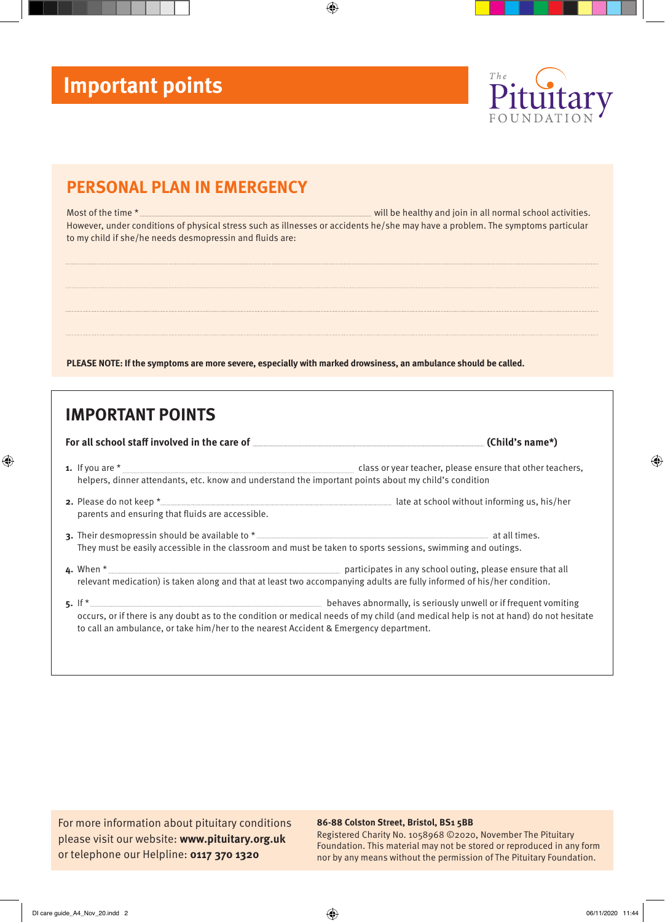# Important points

The Pituitary FOUNDATION

## PERSONAL PLAN IN EMERGENCY

Most of the time * .................................................................................................... will be healthy and join in all normal school activities. However, under conditions of physical stress such as illnesses or accidents he/she may have a problem. The symptoms particular to my child if she/he needs desmopressin and fluids are:

..........................................................................................................................................................................

..........................................................................................................................................................................

..........................................................................................................................................................................

..........................................................................................................................................................................

**PLEASE NOTE: If the symptoms are more severe, especially with marked drowsiness, an ambulance should be called.**

## IMPORTANT POINTS

**For all school staff involved in the care of** .................................................................................................... **(Child's name*)**

1. If you are * .................................................................................................... class or year teacher, please ensure that other teachers, helpers, dinner attendants, etc. know and understand the important points about my child's condition
2. Please do not keep * .................................................................................................... late at school without informing us, his/her parents and ensuring that fluids are accessible.
3. Their desmopressin should be available to * .................................................................................................... at all times. They must be easily accessible in the classroom and must be taken to sports sessions, swimming and outings.
4. When * .................................................................................................... participates in any school outing, please ensure that all relevant medication) is taken along and that at least two accompanying adults are fully informed of his/her condition.
5. If * .................................................................................................... behaves abnormally, is seriously unwell or if frequent vomiting occurs, or if there is any doubt as to the condition or medical needs of my child (and medical help is not at hand) do not hesitate to call an ambulance, or take him/her to the nearest Accident & Emergency department.

For more information about pituitary conditions please visit our website: **www.pituitary.org.uk** or telephone our Helpline: **0117 370 1320**

**86-88 Colston Street, Bristol, BS1 5BB**
Registered Charity No. 1058968 ©2020, November The Pituitary Foundation. This material may not be stored or reproduced in any form nor by any means without the permission of The Pituitary Foundation.